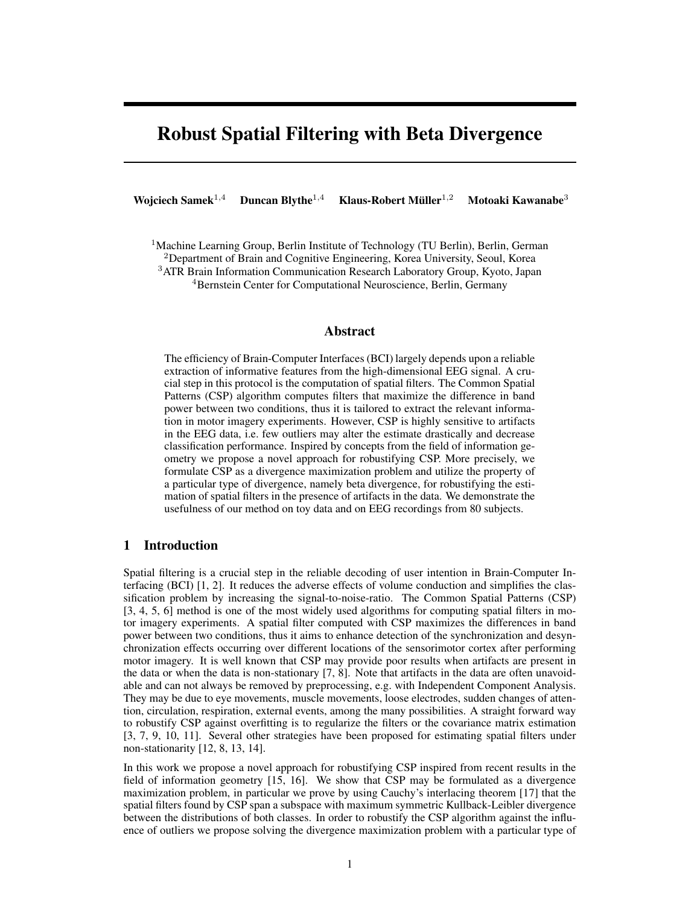# Robust Spatial Filtering with Beta Divergence

**Wojciech Samek**[1,4] **Duncan Blythe**[1,4] **Klaus-Robert Müller**[1,2] **Motoaki Kawanabe**[3]

[1]Machine Learning Group, Berlin Institute of Technology (TU Berlin), Berlin, German
[2]Department of Brain and Cognitive Engineering, Korea University, Seoul, Korea
[3]ATR Brain Information Communication Research Laboratory Group, Kyoto, Japan
[4]Bernstein Center for Computational Neuroscience, Berlin, Germany

## Abstract

The efficiency of Brain-Computer Interfaces (BCI) largely depends upon a reliable extraction of informative features from the high-dimensional EEG signal. A crucial step in this protocol is the computation of spatial filters. The Common Spatial Patterns (CSP) algorithm computes filters that maximize the difference in band power between two conditions, thus it is tailored to extract the relevant information in motor imagery experiments. However, CSP is highly sensitive to artifacts in the EEG data, i.e. few outliers may alter the estimate drastically and decrease classification performance. Inspired by concepts from the field of information geometry we propose a novel approach for robustifying CSP. More precisely, we formulate CSP as a divergence maximization problem and utilize the property of a particular type of divergence, namely beta divergence, for robustifying the estimation of spatial filters in the presence of artifacts in the data. We demonstrate the usefulness of our method on toy data and on EEG recordings from 80 subjects.

## 1 Introduction

Spatial filtering is a crucial step in the reliable decoding of user intention in Brain-Computer Interfacing (BCI) [1, 2]. It reduces the adverse effects of volume conduction and simplifies the classification problem by increasing the signal-to-noise-ratio. The Common Spatial Patterns (CSP) [3, 4, 5, 6] method is one of the most widely used algorithms for computing spatial filters in motor imagery experiments. A spatial filter computed with CSP maximizes the differences in band power between two conditions, thus it aims to enhance detection of the synchronization and desynchronization effects occurring over different locations of the sensorimotor cortex after performing motor imagery. It is well known that CSP may provide poor results when artifacts are present in the data or when the data is non-stationary [7, 8]. Note that artifacts in the data are often unavoidable and can not always be removed by preprocessing, e.g. with Independent Component Analysis. They may be due to eye movements, muscle movements, loose electrodes, sudden changes of attention, circulation, respiration, external events, among the many possibilities. A straight forward way to robustify CSP against overfitting is to regularize the filters or the covariance matrix estimation [3, 7, 9, 10, 11]. Several other strategies have been proposed for estimating spatial filters under non-stationarity [12, 8, 13, 14].

In this work we propose a novel approach for robustifying CSP inspired from recent results in the field of information geometry [15, 16]. We show that CSP may be formulated as a divergence maximization problem, in particular we prove by using Cauchy's interlacing theorem [17] that the spatial filters found by CSP span a subspace with maximum symmetric Kullback-Leibler divergence between the distributions of both classes. In order to robustify the CSP algorithm against the influence of outliers we propose solving the divergence maximization problem with a particular type of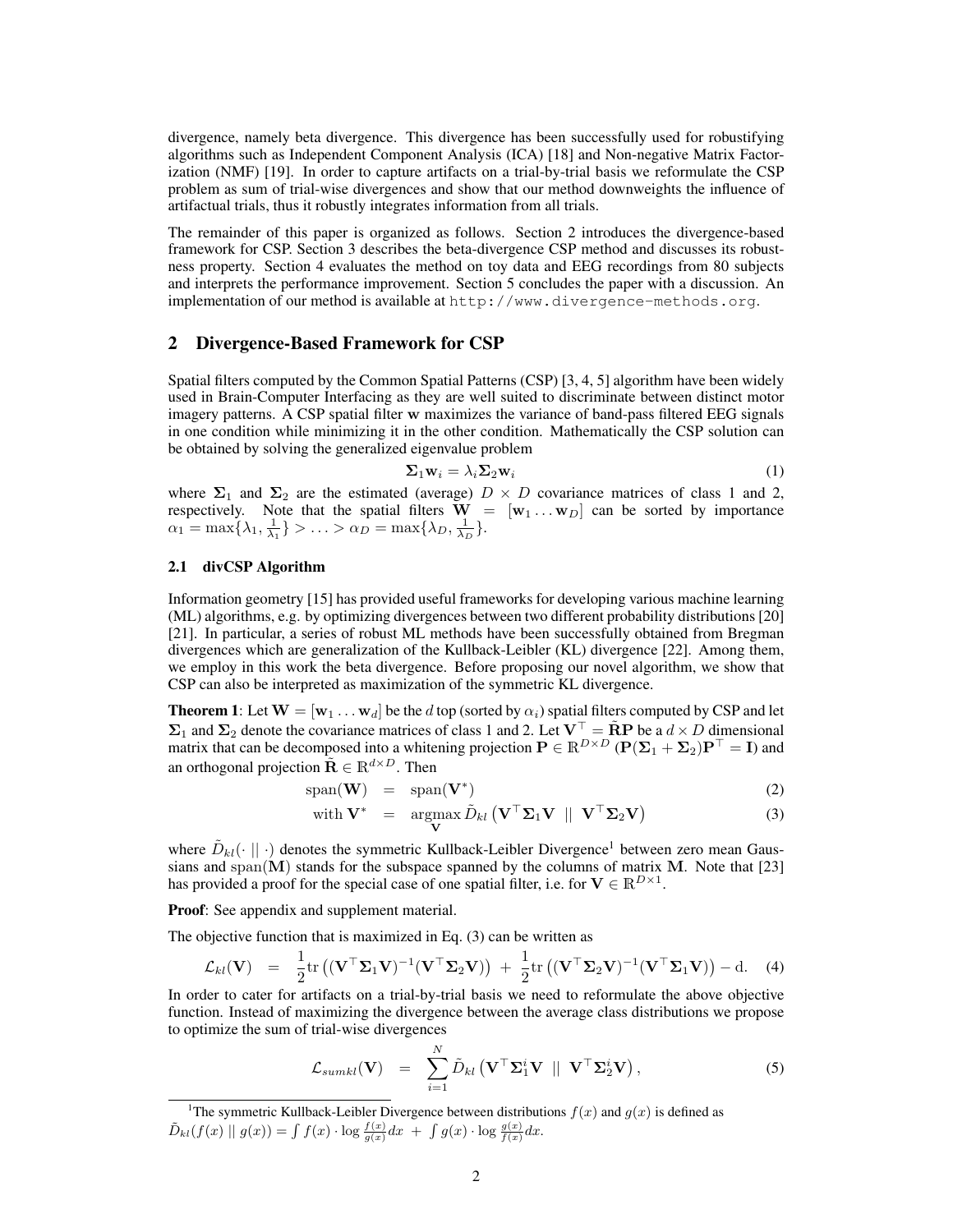divergence, namely beta divergence. This divergence has been successfully used for robustifying algorithms such as Independent Component Analysis (ICA) [18] and Non-negative Matrix Factorization (NMF) [19]. In order to capture artifacts on a trial-by-trial basis we reformulate the CSP problem as sum of trial-wise divergences and show that our method downweights the influence of artifactual trials, thus it robustly integrates information from all trials.

The remainder of this paper is organized as follows. Section 2 introduces the divergence-based framework for CSP. Section 3 describes the beta-divergence CSP method and discusses its robustness property. Section 4 evaluates the method on toy data and EEG recordings from 80 subjects and interprets the performance improvement. Section 5 concludes the paper with a discussion. An implementation of our method is available at `http://www.divergence-methods.org`.

## 2 Divergence-Based Framework for CSP

Spatial filters computed by the Common Spatial Patterns (CSP) [3, 4, 5] algorithm have been widely used in Brain-Computer Interfacing as they are well suited to discriminate between distinct motor imagery patterns. A CSP spatial filter $\mathbf{w}$ maximizes the variance of band-pass filtered EEG signals in one condition while minimizing it in the other condition. Mathematically the CSP solution can be obtained by solving the generalized eigenvalue problem

$$\boldsymbol{\Sigma}_1 \mathbf{w}_i = \lambda_i \boldsymbol{\Sigma}_2 \mathbf{w}_i \tag{1}$$

where $\boldsymbol{\Sigma}_1$ and $\boldsymbol{\Sigma}_2$ are the estimated (average) $D \times D$ covariance matrices of class 1 and 2, respectively. Note that the spatial filters $\mathbf{W} = [\mathbf{w}_1 \dots \mathbf{w}_D]$ can be sorted by importance $\alpha_1 = \max\{\lambda_1, \frac{1}{\lambda_1}\} > \dots > \alpha_D = \max\{\lambda_D, \frac{1}{\lambda_D}\}$.

### 2.1 divCSP Algorithm

Information geometry [15] has provided useful frameworks for developing various machine learning (ML) algorithms, e.g. by optimizing divergences between two different probability distributions [20] [21]. In particular, a series of robust ML methods have been successfully obtained from Bregman divergences which are generalization of the Kullback-Leibler (KL) divergence [22]. Among them, we employ in this work the beta divergence. Before proposing our novel algorithm, we show that CSP can also be interpreted as maximization of the symmetric KL divergence.

**Theorem 1**: Let $\mathbf{W} = [\mathbf{w}_1 \dots \mathbf{w}_d]$ be the $d$ top (sorted by $\alpha_i$) spatial filters computed by CSP and let $\boldsymbol{\Sigma}_1$ and $\boldsymbol{\Sigma}_2$ denote the covariance matrices of class 1 and 2. Let $\mathbf{V}^\top = \tilde{\mathbf{R}}\mathbf{P}$ be a $d \times D$ dimensional matrix that can be decomposed into a whitening projection $\mathbf{P} \in \mathbb{R}^{D \times D}$ ($\mathbf{P}(\boldsymbol{\Sigma}_1 + \boldsymbol{\Sigma}_2)\mathbf{P}^\top = \mathbf{I}$) and an orthogonal projection $\tilde{\mathbf{R}} \in \mathbb{R}^{d \times D}$. Then

$$\begin{aligned} \text{span}(\mathbf{W}) &= \text{span}(\mathbf{V}^*) && (2) \\ \text{with } \mathbf{V}^* &= \underset{\mathbf{V}}{\text{argmax}}\, \tilde{D}_{kl}\left(\mathbf{V}^\top \boldsymbol{\Sigma}_1 \mathbf{V} \;||\; \mathbf{V}^\top \boldsymbol{\Sigma}_2 \mathbf{V}\right) && (3) \end{aligned}$$

where $\tilde{D}_{kl}(\cdot \;||\; \cdot)$ denotes the symmetric Kullback-Leibler Divergence[1] between zero mean Gaussians and $\text{span}(\mathbf{M})$ stands for the subspace spanned by the columns of matrix $\mathbf{M}$. Note that [23] has provided a proof for the special case of one spatial filter, i.e. for $\mathbf{V} \in \mathbb{R}^{D \times 1}$.

**Proof**: See appendix and supplement material.

The objective function that is maximized in Eq. (3) can be written as

$$\mathcal{L}_{kl}(\mathbf{V}) = \frac{1}{2}\text{tr}\left((\mathbf{V}^\top \boldsymbol{\Sigma}_1 \mathbf{V})^{-1}(\mathbf{V}^\top \boldsymbol{\Sigma}_2 \mathbf{V})\right) + \frac{1}{2}\text{tr}\left((\mathbf{V}^\top \boldsymbol{\Sigma}_2 \mathbf{V})^{-1}(\mathbf{V}^\top \boldsymbol{\Sigma}_1 \mathbf{V})\right) - \text{d}. \tag{4}$$

In order to cater for artifacts on a trial-by-trial basis we need to reformulate the above objective function. Instead of maximizing the divergence between the average class distributions we propose to optimize the sum of trial-wise divergences

$$\mathcal{L}_{sumkl}(\mathbf{V}) = \sum_{i=1}^{N} \tilde{D}_{kl}\left(\mathbf{V}^\top \boldsymbol{\Sigma}_1^i \mathbf{V} \;||\; \mathbf{V}^\top \boldsymbol{\Sigma}_2^i \mathbf{V}\right), \tag{5}$$

---

[1] The symmetric Kullback-Leibler Divergence between distributions $f(x)$ and $g(x)$ is defined as $\tilde{D}_{kl}(f(x) \;||\; g(x)) = \int f(x) \cdot \log \frac{f(x)}{g(x)} dx \;+\; \int g(x) \cdot \log \frac{g(x)}{f(x)} dx$.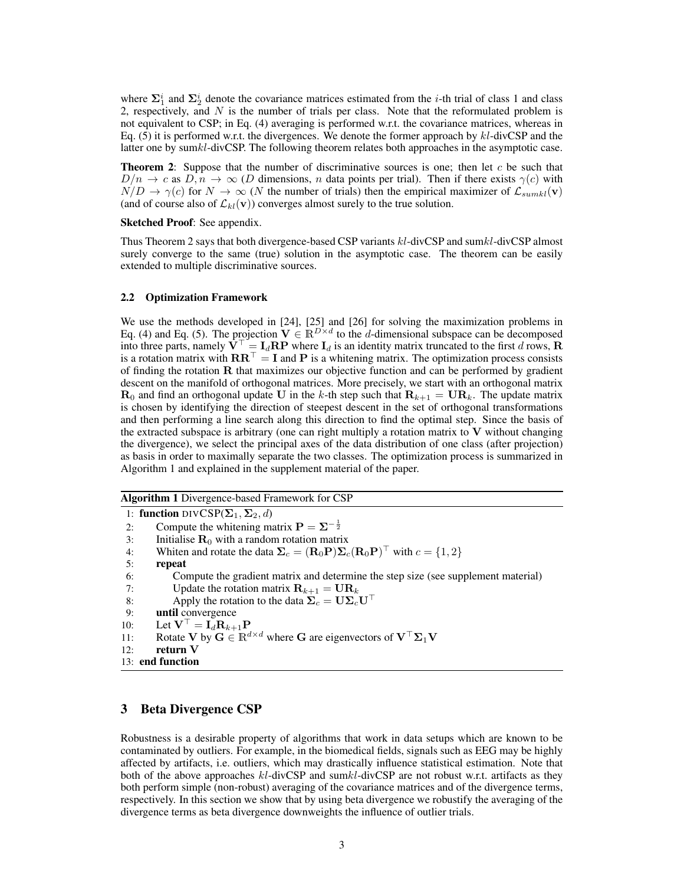where $\mathbf{\Sigma}_1^i$ and $\mathbf{\Sigma}_2^i$ denote the covariance matrices estimated from the $i$-th trial of class 1 and class 2, respectively, and $N$ is the number of trials per class. Note that the reformulated problem is not equivalent to CSP; in Eq. (4) averaging is performed w.r.t. the covariance matrices, whereas in Eq. (5) it is performed w.r.t. the divergences. We denote the former approach by $kl$-divCSP and the latter one by sum$kl$-divCSP. The following theorem relates both approaches in the asymptotic case.

**Theorem 2**: Suppose that the number of discriminative sources is one; then let $c$ be such that $D/n \to c$ as $D, n \to \infty$ ($D$ dimensions, $n$ data points per trial). Then if there exists $\gamma(c)$ with $N/D \to \gamma(c)$ for $N \to \infty$ ($N$ the number of trials) then the empirical maximizer of $\mathcal{L}_{sumkl}(\mathbf{v})$ (and of course also of $\mathcal{L}_{kl}(\mathbf{v})$) converges almost surely to the true solution.

**Sketched Proof**: See appendix.

Thus Theorem 2 says that both divergence-based CSP variants $kl$-divCSP and sum$kl$-divCSP almost surely converge to the same (true) solution in the asymptotic case. The theorem can be easily extended to multiple discriminative sources.

### 2.2 Optimization Framework

We use the methods developed in [24], [25] and [26] for solving the maximization problems in Eq. (4) and Eq. (5). The projection $\mathbf{V} \in \mathbb{R}^{D \times d}$ to the $d$-dimensional subspace can be decomposed into three parts, namely $\mathbf{V}^\top = \mathbf{I}_d \mathbf{R} \mathbf{P}$ where $\mathbf{I}_d$ is an identity matrix truncated to the first $d$ rows, $\mathbf{R}$ is a rotation matrix with $\mathbf{R}\mathbf{R}^\top = \mathbf{I}$ and $\mathbf{P}$ is a whitening matrix. The optimization process consists of finding the rotation $\mathbf{R}$ that maximizes our objective function and can be performed by gradient descent on the manifold of orthogonal matrices. More precisely, we start with an orthogonal matrix $\mathbf{R}_0$ and find an orthogonal update $\mathbf{U}$ in the $k$-th step such that $\mathbf{R}_{k+1} = \mathbf{U}\mathbf{R}_k$. The update matrix is chosen by identifying the direction of steepest descent in the set of orthogonal transformations and then performing a line search along this direction to find the optimal step. Since the basis of the extracted subspace is arbitrary (one can right multiply a rotation matrix to $\mathbf{V}$ without changing the divergence), we select the principal axes of the data distribution of one class (after projection) as basis in order to maximally separate the two classes. The optimization process is summarized in Algorithm 1 and explained in the supplement material of the paper.

**Algorithm 1** Divergence-based Framework for CSP

```
1: function DIVCSP(Σ_1, Σ_2, d)
2:     Compute the whitening matrix P = Σ^(-1/2)
3:     Initialise R_0 with a random rotation matrix
4:     Whiten and rotate the data Σ_c = (R_0 P) Σ_c (R_0 P)^T with c = {1, 2}
5:     repeat
6:         Compute the gradient matrix and determine the step size (see supplement material)
7:         Update the rotation matrix R_{k+1} = U R_k
8:         Apply the rotation to the data Σ_c = U Σ_c U^T
9:     until convergence
10:    Let V^T = I_d R_{k+1} P
11:    Rotate V by G ∈ R^{d×d} where G are eigenvectors of V^T Σ_1 V
12:    return V
13: end function
```

## 3 Beta Divergence CSP

Robustness is a desirable property of algorithms that work in data setups which are known to be contaminated by outliers. For example, in the biomedical fields, signals such as EEG may be highly affected by artifacts, i.e. outliers, which may drastically influence statistical estimation. Note that both of the above approaches $kl$-divCSP and sum$kl$-divCSP are not robust w.r.t. artifacts as they both perform simple (non-robust) averaging of the covariance matrices and of the divergence terms, respectively. In this section we show that by using beta divergence we robustify the averaging of the divergence terms as beta divergence downweights the influence of outlier trials.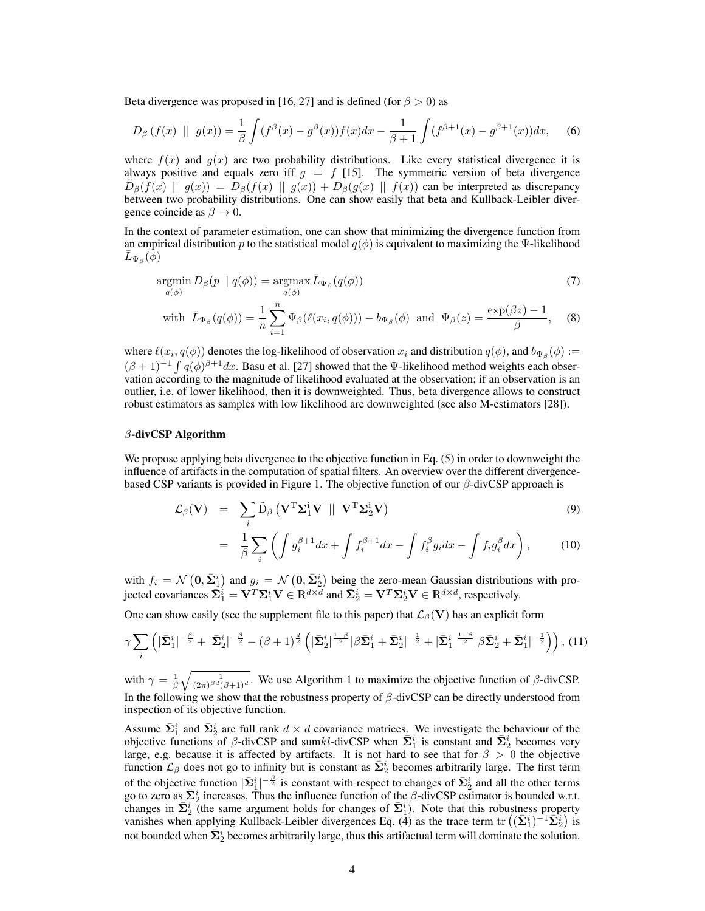Beta divergence was proposed in [16, 27] and is defined (for $\beta > 0$) as

$$D_\beta\left(f(x) \;||\; g(x)\right) = \frac{1}{\beta}\int (f^\beta(x) - g^\beta(x)) f(x) dx - \frac{1}{\beta+1}\int (f^{\beta+1}(x) - g^{\beta+1}(x)) dx, \quad (6)$$

where $f(x)$ and $g(x)$ are two probability distributions. Like every statistical divergence it is always positive and equals zero iff $g = f$ [15]. The symmetric version of beta divergence $\tilde{D}_\beta(f(x) \;||\; g(x)) = D_\beta(f(x) \;||\; g(x)) + D_\beta(g(x) \;||\; f(x))$ can be interpreted as discrepancy between two probability distributions. One can show easily that beta and Kullback-Leibler divergence coincide as $\beta \to 0$.

In the context of parameter estimation, one can show that minimizing the divergence function from an empirical distribution $p$ to the statistical model $q(\phi)$ is equivalent to maximizing the $\Psi$-likelihood $\bar{L}_{\Psi_\beta}(\phi)$

$$\underset{q(\phi)}{\operatorname{argmin}}\, D_\beta(p \;||\; q(\phi)) = \underset{q(\phi)}{\operatorname{argmax}}\, \bar{L}_{\Psi_\beta}(q(\phi)) \quad (7)$$

$$\text{with } \; \bar{L}_{\Psi_\beta}(q(\phi)) = \frac{1}{n}\sum_{i=1}^{n} \Psi_\beta(\ell(x_i, q(\phi))) - b_{\Psi_\beta}(\phi) \; \text{ and } \; \Psi_\beta(z) = \frac{\exp(\beta z) - 1}{\beta}, \quad (8)$$

where $\ell(x_i, q(\phi))$ denotes the log-likelihood of observation $x_i$ and distribution $q(\phi)$, and $b_{\Psi_\beta}(\phi) := (\beta+1)^{-1}\int q(\phi)^{\beta+1} dx$. Basu et al. [27] showed that the $\Psi$-likelihood method weights each observation according to the magnitude of likelihood evaluated at the observation; if an observation is an outlier, i.e. of lower likelihood, then it is downweighted. Thus, beta divergence allows to construct robust estimators as samples with low likelihood are downweighted (see also M-estimators [28]).

### $\beta$-divCSP Algorithm

We propose applying beta divergence to the objective function in Eq. (5) in order to downweight the influence of artifacts in the computation of spatial filters. An overview over the different divergence-based CSP variants is provided in Figure 1. The objective function of our $\beta$-divCSP approach is

$$\mathcal{L}_\beta(\mathbf{V}) \;=\; \sum_i \tilde{\mathrm{D}}_\beta\left(\mathbf{V}^{\mathrm{T}}\mathbf{\Sigma}_1^{\mathrm{i}}\mathbf{V} \;||\; \mathbf{V}^{\mathrm{T}}\mathbf{\Sigma}_2^{\mathrm{i}}\mathbf{V}\right) \quad (9)$$

$$=\; \frac{1}{\beta}\sum_i \left(\int g_i^{\beta+1} dx + \int f_i^{\beta+1} dx - \int f_i^\beta g_i dx - \int f_i g_i^\beta dx\right), \quad (10)$$

with $f_i = \mathcal{N}\left(\mathbf{0}, \bar{\mathbf{\Sigma}}_1^i\right)$ and $g_i = \mathcal{N}\left(\mathbf{0}, \bar{\mathbf{\Sigma}}_2^i\right)$ being the zero-mean Gaussian distributions with projected covariances $\bar{\mathbf{\Sigma}}_1^i = \mathbf{V}^T\mathbf{\Sigma}_1^i\mathbf{V} \in \mathbb{R}^{d\times d}$ and $\bar{\mathbf{\Sigma}}_2^i = \mathbf{V}^T\mathbf{\Sigma}_2^i\mathbf{V} \in \mathbb{R}^{d\times d}$, respectively.

One can show easily (see the supplement file to this paper) that $\mathcal{L}_\beta(\mathbf{V})$ has an explicit form

$$\gamma\sum_i \left(|\bar{\mathbf{\Sigma}}_1^i|^{-\frac{\beta}{2}} + |\bar{\mathbf{\Sigma}}_2^i|^{-\frac{\beta}{2}} - (\beta+1)^{\frac{d}{2}}\left(|\bar{\mathbf{\Sigma}}_2^i|^{\frac{1-\beta}{2}}|\beta\bar{\mathbf{\Sigma}}_1^i + \bar{\mathbf{\Sigma}}_2^i|^{-\frac{1}{2}} + |\bar{\mathbf{\Sigma}}_1^i|^{\frac{1-\beta}{2}}|\beta\bar{\mathbf{\Sigma}}_2^i + \bar{\mathbf{\Sigma}}_1^i|^{-\frac{1}{2}}\right)\right), \quad (11)$$

with $\gamma = \frac{1}{\beta}\sqrt{\frac{1}{(2\pi)^{\beta d}(\beta+1)^d}}$. We use Algorithm 1 to maximize the objective function of $\beta$-divCSP. In the following we show that the robustness property of $\beta$-divCSP can be directly understood from inspection of its objective function.

Assume $\bar{\mathbf{\Sigma}}_1^i$ and $\bar{\mathbf{\Sigma}}_2^i$ are full rank $d\times d$ covariance matrices. We investigate the behaviour of the objective functions of $\beta$-divCSP and sum$kl$-divCSP when $\bar{\mathbf{\Sigma}}_1^i$ is constant and $\bar{\mathbf{\Sigma}}_2^i$ becomes very large, e.g. because it is affected by artifacts. It is not hard to see that for $\beta > 0$ the objective function $\mathcal{L}_\beta$ does not go to infinity but is constant as $\bar{\mathbf{\Sigma}}_2^i$ becomes arbitrarily large. The first term of the objective function $|\bar{\mathbf{\Sigma}}_1^i|^{-\frac{\beta}{2}}$ is constant with respect to changes of $\bar{\mathbf{\Sigma}}_2^i$ and all the other terms go to zero as $\bar{\mathbf{\Sigma}}_2^i$ increases. Thus the influence function of the $\beta$-divCSP estimator is bounded w.r.t. changes in $\bar{\mathbf{\Sigma}}_2^i$ (the same argument holds for changes of $\bar{\mathbf{\Sigma}}_1^i$). Note that this robustness property vanishes when applying Kullback-Leibler divergences Eq. (4) as the trace term $\operatorname{tr}\left((\bar{\mathbf{\Sigma}}_1^i)^{-1}\bar{\mathbf{\Sigma}}_2^i\right)$ is not bounded when $\bar{\mathbf{\Sigma}}_2^i$ becomes arbitrarily large, thus this artifactual term will dominate the solution.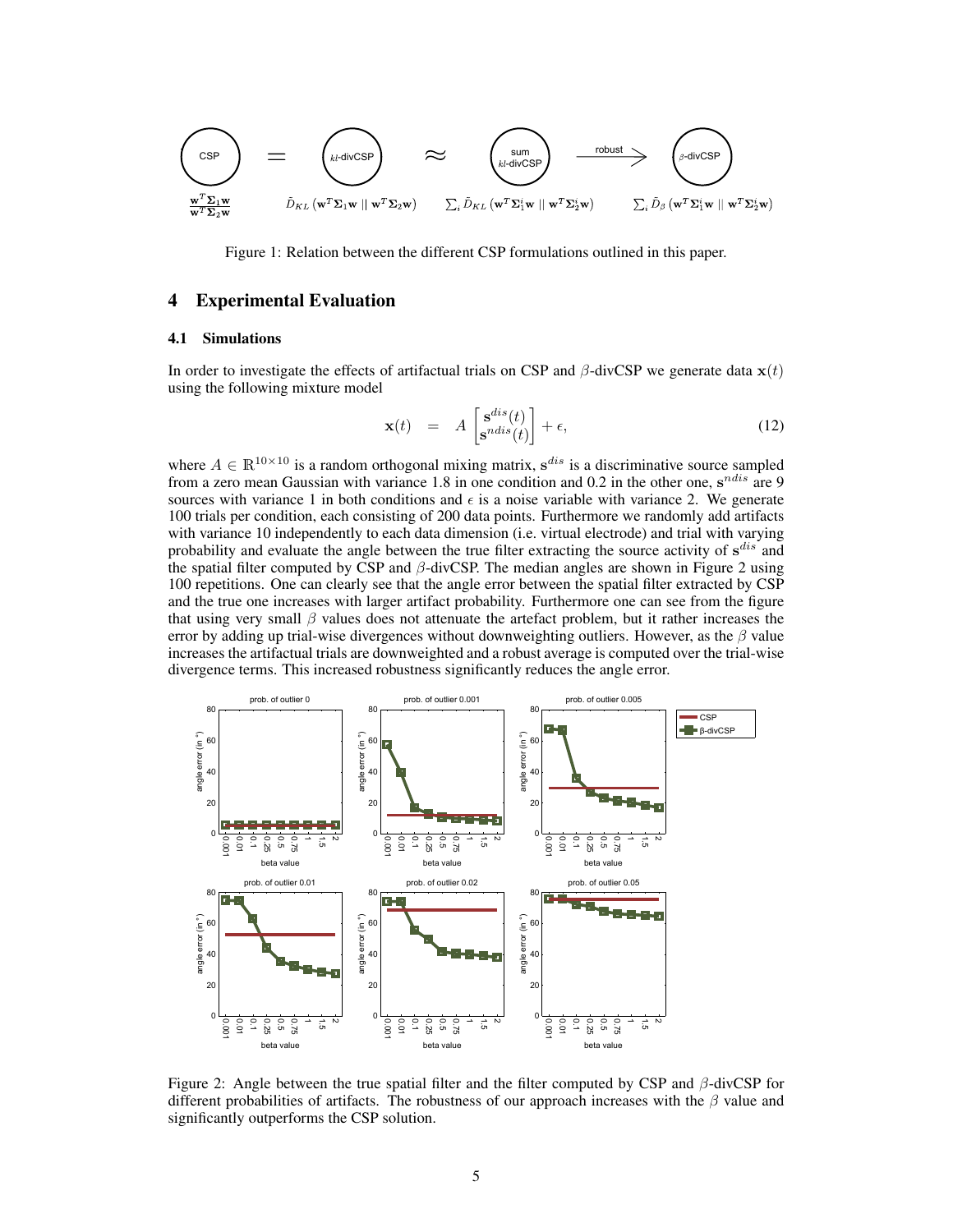CSP $\frac{\mathbf{w}^T \boldsymbol{\Sigma}_1 \mathbf{w}}{\mathbf{w}^T \boldsymbol{\Sigma}_2 \mathbf{w}}$ = *kl*-divCSP $\tilde{D}_{KL}\left(\mathbf{w}^T \boldsymbol{\Sigma}_1 \mathbf{w} \,||\, \mathbf{w}^T \boldsymbol{\Sigma}_2 \mathbf{w}\right)$ ≈ sum *kl*-divCSP $\sum_i \tilde{D}_{KL}\left(\mathbf{w}^T \boldsymbol{\Sigma}_1^i \mathbf{w} \,||\, \mathbf{w}^T \boldsymbol{\Sigma}_2^i \mathbf{w}\right)$ —robust→ $\beta$-divCSP $\sum_i \tilde{D}_{\beta}\left(\mathbf{w}^T \boldsymbol{\Sigma}_1^i \mathbf{w} \,||\, \mathbf{w}^T \boldsymbol{\Sigma}_2^i \mathbf{w}\right)$

Figure 1: Relation between the different CSP formulations outlined in this paper.

## 4 Experimental Evaluation

### 4.1 Simulations

In order to investigate the effects of artifactual trials on CSP and $\beta$-divCSP we generate data $\mathbf{x}(t)$ using the following mixture model

$$\mathbf{x}(t) \quad = \quad A \begin{bmatrix} \mathbf{s}^{dis}(t) \\ \mathbf{s}^{ndis}(t) \end{bmatrix} + \epsilon, \tag{12}$$

where $A \in \mathbb{R}^{10 \times 10}$ is a random orthogonal mixing matrix, $\mathbf{s}^{dis}$ is a discriminative source sampled from a zero mean Gaussian with variance 1.8 in one condition and 0.2 in the other one, $\mathbf{s}^{ndis}$ are 9 sources with variance 1 in both conditions and $\epsilon$ is a noise variable with variance 2. We generate 100 trials per condition, each consisting of 200 data points. Furthermore we randomly add artifacts with variance 10 independently to each data dimension (i.e. virtual electrode) and trial with varying probability and evaluate the angle between the true filter extracting the source activity of $\mathbf{s}^{dis}$ and the spatial filter computed by CSP and $\beta$-divCSP. The median angles are shown in Figure 2 using 100 repetitions. One can clearly see that the angle error between the spatial filter extracted by CSP and the true one increases with larger artifact probability. Furthermore one can see from the figure that using very small $\beta$ values does not attenuate the artefact problem, but it rather increases the error by adding up trial-wise divergences without downweighting outliers. However, as the $\beta$ value increases the artifactual trials are downweighted and a robust average is computed over the trial-wise divergence terms. This increased robustness significantly reduces the angle error.

Figure 2: Angle between the true spatial filter and the filter computed by CSP and $\beta$-divCSP for different probabilities of artifacts. The robustness of our approach increases with the $\beta$ value and significantly outperforms the CSP solution.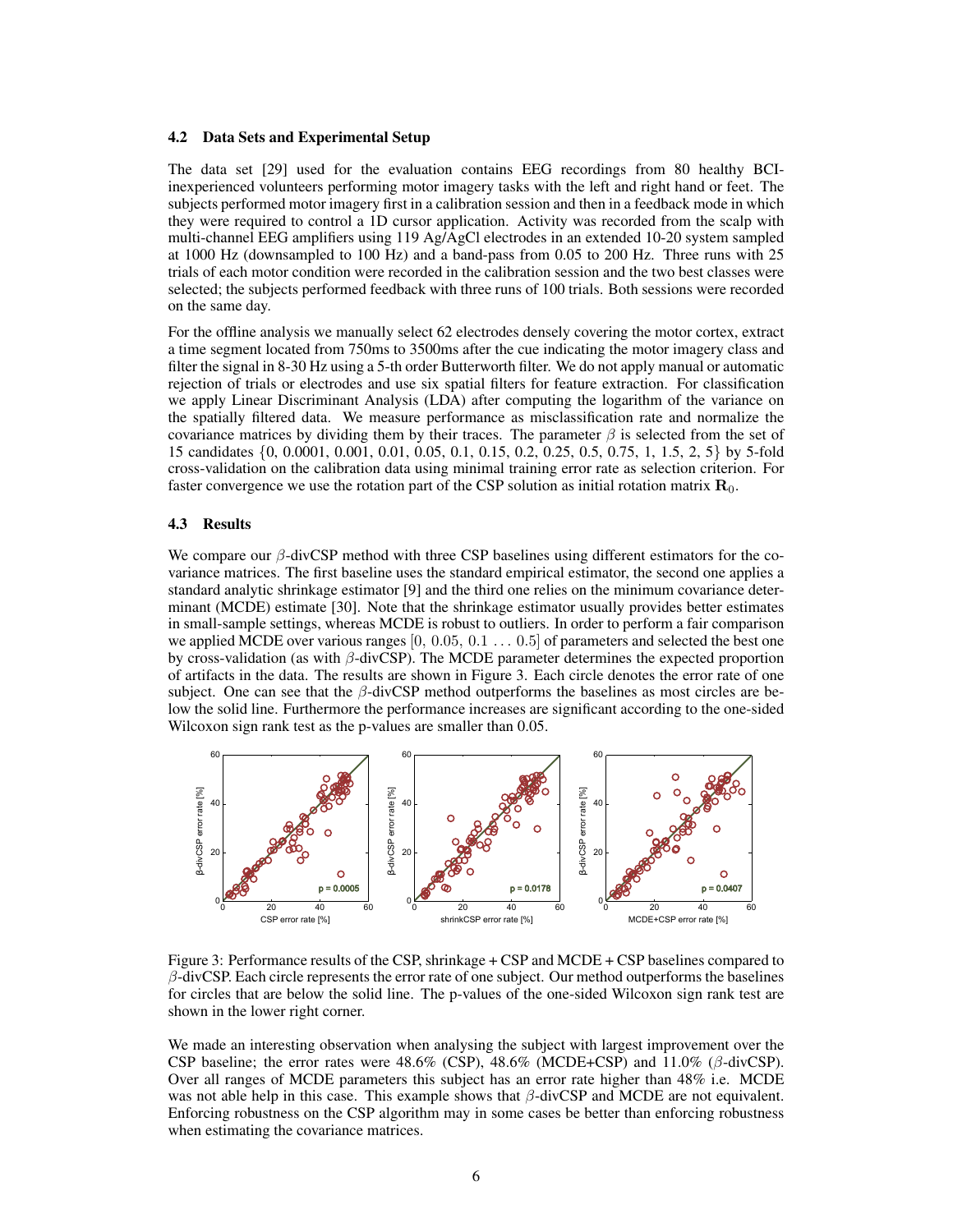### 4.2 Data Sets and Experimental Setup

The data set [29] used for the evaluation contains EEG recordings from 80 healthy BCI-inexperienced volunteers performing motor imagery tasks with the left and right hand or feet. The subjects performed motor imagery first in a calibration session and then in a feedback mode in which they were required to control a 1D cursor application. Activity was recorded from the scalp with multi-channel EEG amplifiers using 119 Ag/AgCl electrodes in an extended 10-20 system sampled at 1000 Hz (downsampled to 100 Hz) and a band-pass from 0.05 to 200 Hz. Three runs with 25 trials of each motor condition were recorded in the calibration session and the two best classes were selected; the subjects performed feedback with three runs of 100 trials. Both sessions were recorded on the same day.

For the offline analysis we manually select 62 electrodes densely covering the motor cortex, extract a time segment located from 750ms to 3500ms after the cue indicating the motor imagery class and filter the signal in 8-30 Hz using a 5-th order Butterworth filter. We do not apply manual or automatic rejection of trials or electrodes and use six spatial filters for feature extraction. For classification we apply Linear Discriminant Analysis (LDA) after computing the logarithm of the variance on the spatially filtered data. We measure performance as misclassification rate and normalize the covariance matrices by dividing them by their traces. The parameter $\beta$ is selected from the set of 15 candidates $\{0, 0.0001, 0.001, 0.01, 0.05, 0.1, 0.15, 0.2, 0.25, 0.5, 0.75, 1, 1.5, 2, 5\}$ by 5-fold cross-validation on the calibration data using minimal training error rate as selection criterion. For faster convergence we use the rotation part of the CSP solution as initial rotation matrix $\mathbf{R}_0$.

### 4.3 Results

We compare our $\beta$-divCSP method with three CSP baselines using different estimators for the covariance matrices. The first baseline uses the standard empirical estimator, the second one applies a standard analytic shrinkage estimator [9] and the third one relies on the minimum covariance determinant (MCDE) estimate [30]. Note that the shrinkage estimator usually provides better estimates in small-sample settings, whereas MCDE is robust to outliers. In order to perform a fair comparison we applied MCDE over various ranges $[0, 0.05, 0.1 \ldots 0.5]$ of parameters and selected the best one by cross-validation (as with $\beta$-divCSP). The MCDE parameter determines the expected proportion of artifacts in the data. The results are shown in Figure 3. Each circle denotes the error rate of one subject. One can see that the $\beta$-divCSP method outperforms the baselines as most circles are below the solid line. Furthermore the performance increases are significant according to the one-sided Wilcoxon sign rank test as the p-values are smaller than 0.05.

Figure 3: Performance results of the CSP, shrinkage + CSP and MCDE + CSP baselines compared to $\beta$-divCSP. Each circle represents the error rate of one subject. Our method outperforms the baselines for circles that are below the solid line. The p-values of the one-sided Wilcoxon sign rank test are shown in the lower right corner.

We made an interesting observation when analysing the subject with largest improvement over the CSP baseline; the error rates were 48.6% (CSP), 48.6% (MCDE+CSP) and 11.0% ($\beta$-divCSP). Over all ranges of MCDE parameters this subject has an error rate higher than 48% i.e. MCDE was not able help in this case. This example shows that $\beta$-divCSP and MCDE are not equivalent. Enforcing robustness on the CSP algorithm may in some cases be better than enforcing robustness when estimating the covariance matrices.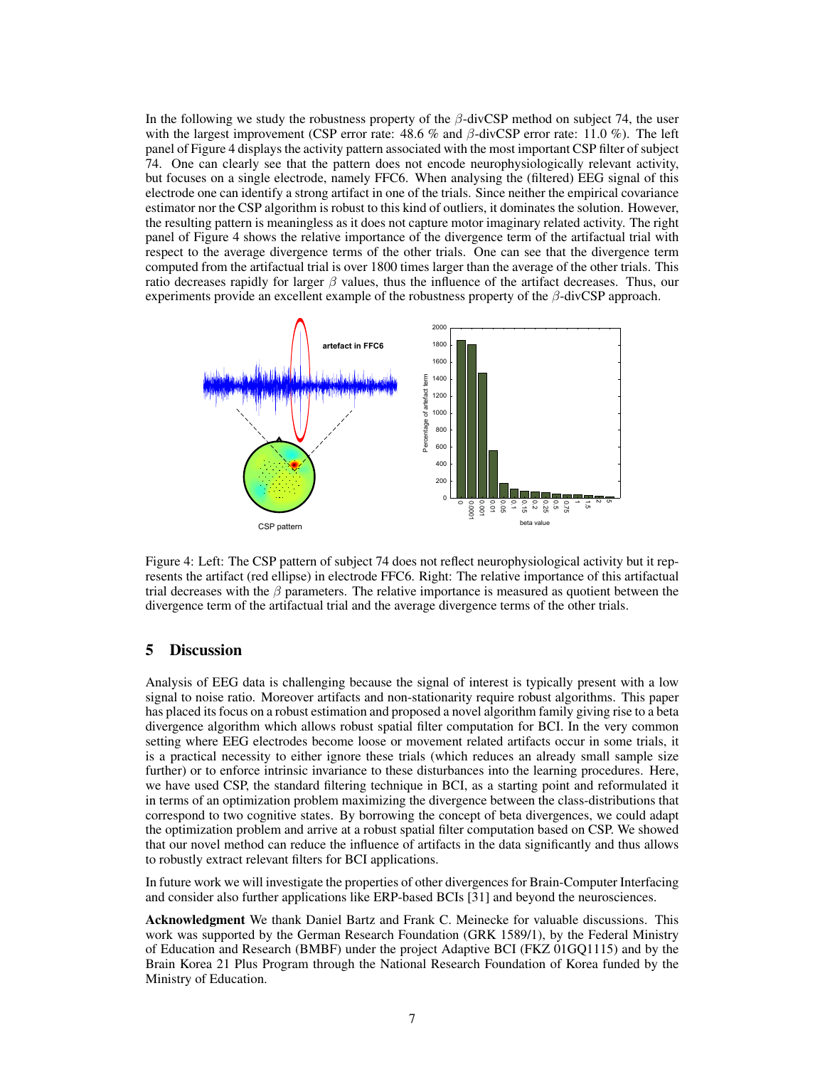In the following we study the robustness property of the $\beta$-divCSP method on subject 74, the user with the largest improvement (CSP error rate: 48.6 % and $\beta$-divCSP error rate: 11.0 %). The left panel of Figure 4 displays the activity pattern associated with the most important CSP filter of subject 74. One can clearly see that the pattern does not encode neurophysiologically relevant activity, but focuses on a single electrode, namely FFC6. When analysing the (filtered) EEG signal of this electrode one can identify a strong artifact in one of the trials. Since neither the empirical covariance estimator nor the CSP algorithm is robust to this kind of outliers, it dominates the solution. However, the resulting pattern is meaningless as it does not capture motor imaginary related activity. The right panel of Figure 4 shows the relative importance of the divergence term of the artifactual trial with respect to the average divergence terms of the other trials. One can see that the divergence term computed from the artifactual trial is over 1800 times larger than the average of the other trials. This ratio decreases rapidly for larger $\beta$ values, thus the influence of the artifact decreases. Thus, our experiments provide an excellent example of the robustness property of the $\beta$-divCSP approach.

Figure 4: Left: The CSP pattern of subject 74 does not reflect neurophysiological activity but it represents the artifact (red ellipse) in electrode FFC6. Right: The relative importance of this artifactual trial decreases with the $\beta$ parameters. The relative importance is measured as quotient between the divergence term of the artifactual trial and the average divergence terms of the other trials.

## 5 Discussion

Analysis of EEG data is challenging because the signal of interest is typically present with a low signal to noise ratio. Moreover artifacts and non-stationarity require robust algorithms. This paper has placed its focus on a robust estimation and proposed a novel algorithm family giving rise to a beta divergence algorithm which allows robust spatial filter computation for BCI. In the very common setting where EEG electrodes become loose or movement related artifacts occur in some trials, it is a practical necessity to either ignore these trials (which reduces an already small sample size further) or to enforce intrinsic invariance to these disturbances into the learning procedures. Here, we have used CSP, the standard filtering technique in BCI, as a starting point and reformulated it in terms of an optimization problem maximizing the divergence between the class-distributions that correspond to two cognitive states. By borrowing the concept of beta divergences, we could adapt the optimization problem and arrive at a robust spatial filter computation based on CSP. We showed that our novel method can reduce the influence of artifacts in the data significantly and thus allows to robustly extract relevant filters for BCI applications.

In future work we will investigate the properties of other divergences for Brain-Computer Interfacing and consider also further applications like ERP-based BCIs [31] and beyond the neurosciences.

**Acknowledgment** We thank Daniel Bartz and Frank C. Meinecke for valuable discussions. This work was supported by the German Research Foundation (GRK 1589/1), by the Federal Ministry of Education and Research (BMBF) under the project Adaptive BCI (FKZ 01GQ1115) and by the Brain Korea 21 Plus Program through the National Research Foundation of Korea funded by the Ministry of Education.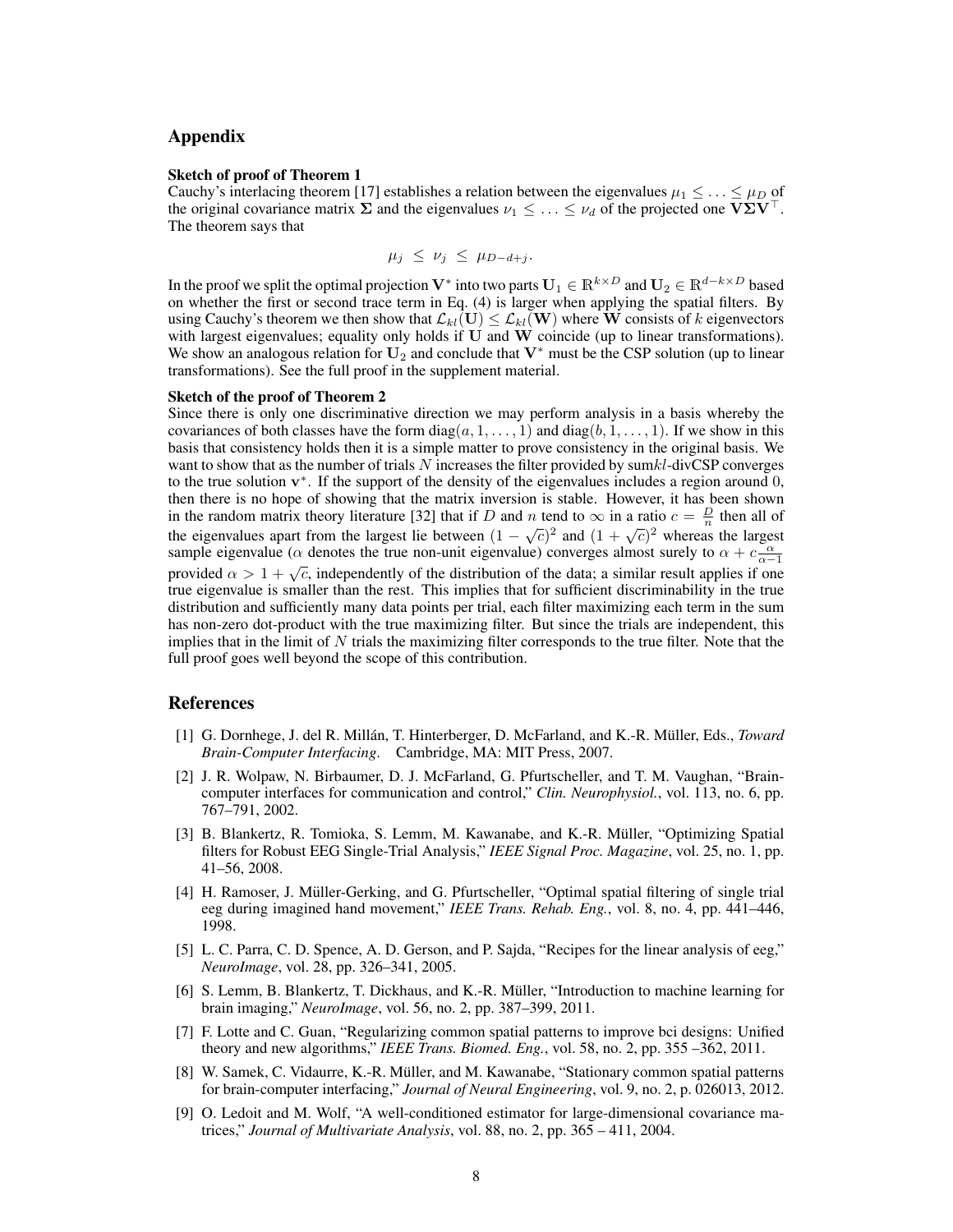## Appendix

**Sketch of proof of Theorem 1**

Cauchy's interlacing theorem [17] establishes a relation between the eigenvalues $\mu_1 \leq \ldots \leq \mu_D$ of the original covariance matrix $\mathbf{\Sigma}$ and the eigenvalues $\nu_1 \leq \ldots \leq \nu_d$ of the projected one $\mathbf{V}\mathbf{\Sigma}\mathbf{V}^\top$. The theorem says that

$$\mu_j \;\leq\; \nu_j \;\leq\; \mu_{D-d+j}.$$

In the proof we split the optimal projection $\mathbf{V}^*$ into two parts $\mathbf{U}_1 \in \mathbb{R}^{k \times D}$ and $\mathbf{U}_2 \in \mathbb{R}^{d-k \times D}$ based on whether the first or second trace term in Eq. (4) is larger when applying the spatial filters. By using Cauchy's theorem we then show that $\mathcal{L}_{kl}(\mathbf{U}) \leq \mathcal{L}_{kl}(\mathbf{W})$ where $\mathbf{W}$ consists of $k$ eigenvectors with largest eigenvalues; equality only holds if $\mathbf{U}$ and $\mathbf{W}$ coincide (up to linear transformations). We show an analogous relation for $\mathbf{U}_2$ and conclude that $\mathbf{V}^*$ must be the CSP solution (up to linear transformations). See the full proof in the supplement material.

**Sketch of the proof of Theorem 2**

Since there is only one discriminative direction we may perform analysis in a basis whereby the covariances of both classes have the form $\text{diag}(a, 1, \ldots, 1)$ and $\text{diag}(b, 1, \ldots, 1)$. If we show in this basis that consistency holds then it is a simple matter to prove consistency in the original basis. We want to show that as the number of trials $N$ increases the filter provided by sum$kl$-divCSP converges to the true solution $\mathbf{v}^*$. If the support of the density of the eigenvalues includes a region around 0, then there is no hope of showing that the matrix inversion is stable. However, it has been shown in the random matrix theory literature [32] that if $D$ and $n$ tend to $\infty$ in a ratio $c = \frac{D}{n}$ then all of the eigenvalues apart from the largest lie between $(1 - \sqrt{c})^2$ and $(1 + \sqrt{c})^2$ whereas the largest sample eigenvalue ($\alpha$ denotes the true non-unit eigenvalue) converges almost surely to $\alpha + c\frac{\alpha}{\alpha - 1}$ provided $\alpha > 1 + \sqrt{c}$, independently of the distribution of the data; a similar result applies if one true eigenvalue is smaller than the rest. This implies that for sufficient discriminability in the true distribution and sufficiently many data points per trial, each filter maximizing each term in the sum has non-zero dot-product with the true maximizing filter. But since the trials are independent, this implies that in the limit of $N$ trials the maximizing filter corresponds to the true filter. Note that the full proof goes well beyond the scope of this contribution.

## References

[1] G. Dornhege, J. del R. Millán, T. Hinterberger, D. McFarland, and K.-R. Müller, Eds., *Toward Brain-Computer Interfacing*. Cambridge, MA: MIT Press, 2007.

[2] J. R. Wolpaw, N. Birbaumer, D. J. McFarland, G. Pfurtscheller, and T. M. Vaughan, "Brain-computer interfaces for communication and control," *Clin. Neurophysiol.*, vol. 113, no. 6, pp. 767–791, 2002.

[3] B. Blankertz, R. Tomioka, S. Lemm, M. Kawanabe, and K.-R. Müller, "Optimizing Spatial filters for Robust EEG Single-Trial Analysis," *IEEE Signal Proc. Magazine*, vol. 25, no. 1, pp. 41–56, 2008.

[4] H. Ramoser, J. Müller-Gerking, and G. Pfurtscheller, "Optimal spatial filtering of single trial eeg during imagined hand movement," *IEEE Trans. Rehab. Eng.*, vol. 8, no. 4, pp. 441–446, 1998.

[5] L. C. Parra, C. D. Spence, A. D. Gerson, and P. Sajda, "Recipes for the linear analysis of eeg," *NeuroImage*, vol. 28, pp. 326–341, 2005.

[6] S. Lemm, B. Blankertz, T. Dickhaus, and K.-R. Müller, "Introduction to machine learning for brain imaging," *NeuroImage*, vol. 56, no. 2, pp. 387–399, 2011.

[7] F. Lotte and C. Guan, "Regularizing common spatial patterns to improve bci designs: Unified theory and new algorithms," *IEEE Trans. Biomed. Eng.*, vol. 58, no. 2, pp. 355 –362, 2011.

[8] W. Samek, C. Vidaurre, K.-R. Müller, and M. Kawanabe, "Stationary common spatial patterns for brain-computer interfacing," *Journal of Neural Engineering*, vol. 9, no. 2, p. 026013, 2012.

[9] O. Ledoit and M. Wolf, "A well-conditioned estimator for large-dimensional covariance matrices," *Journal of Multivariate Analysis*, vol. 88, no. 2, pp. 365 – 411, 2004.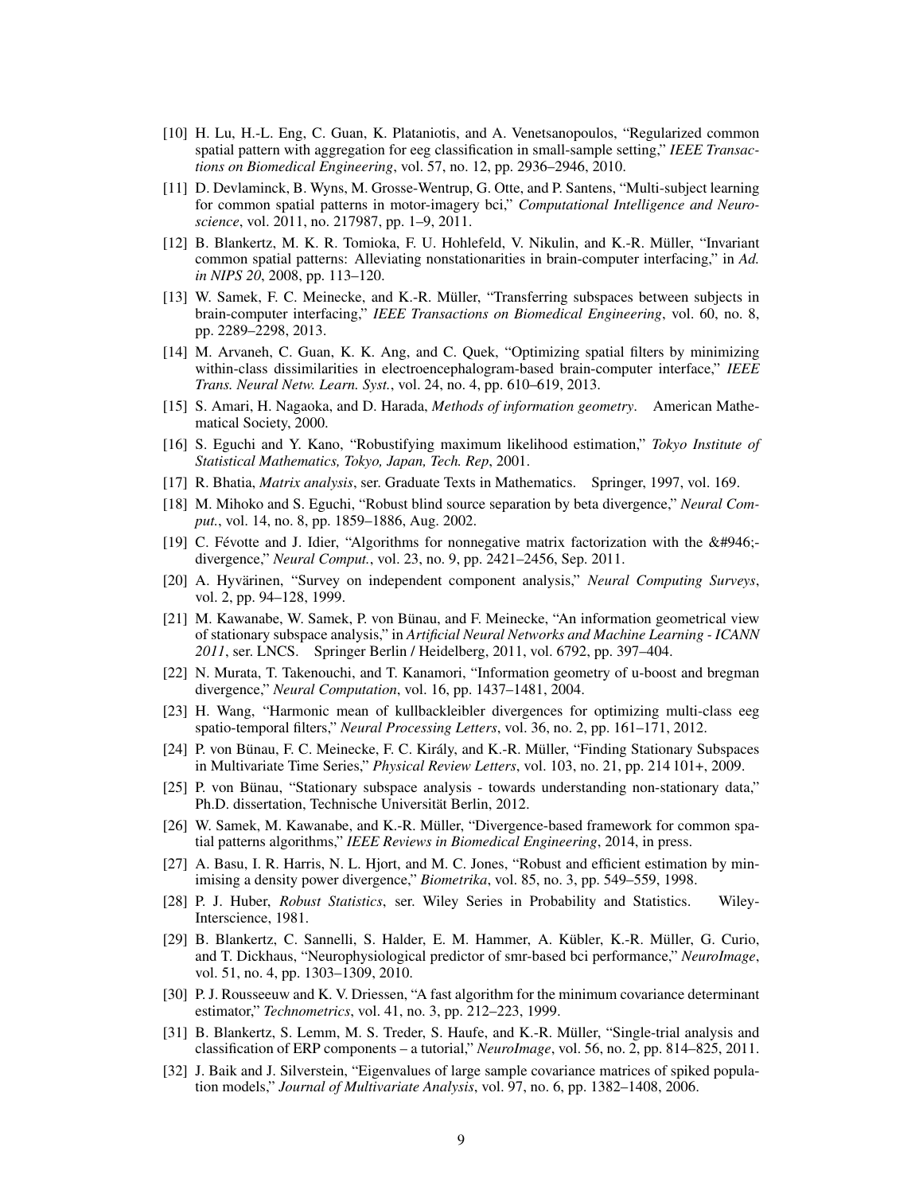[10] H. Lu, H.-L. Eng, C. Guan, K. Plataniotis, and A. Venetsanopoulos, "Regularized common spatial pattern with aggregation for eeg classification in small-sample setting," *IEEE Transactions on Biomedical Engineering*, vol. 57, no. 12, pp. 2936–2946, 2010.

[11] D. Devlaminck, B. Wyns, M. Grosse-Wentrup, G. Otte, and P. Santens, "Multi-subject learning for common spatial patterns in motor-imagery bci," *Computational Intelligence and Neuroscience*, vol. 2011, no. 217987, pp. 1–9, 2011.

[12] B. Blankertz, M. K. R. Tomioka, F. U. Hohlefeld, V. Nikulin, and K.-R. Müller, "Invariant common spatial patterns: Alleviating nonstationarities in brain-computer interfacing," in *Ad. in NIPS 20*, 2008, pp. 113–120.

[13] W. Samek, F. C. Meinecke, and K.-R. Müller, "Transferring subspaces between subjects in brain-computer interfacing," *IEEE Transactions on Biomedical Engineering*, vol. 60, no. 8, pp. 2289–2298, 2013.

[14] M. Arvaneh, C. Guan, K. K. Ang, and C. Quek, "Optimizing spatial filters by minimizing within-class dissimilarities in electroencephalogram-based brain-computer interface," *IEEE Trans. Neural Netw. Learn. Syst.*, vol. 24, no. 4, pp. 610–619, 2013.

[15] S. Amari, H. Nagaoka, and D. Harada, *Methods of information geometry*. American Mathematical Society, 2000.

[16] S. Eguchi and Y. Kano, "Robustifying maximum likelihood estimation," *Tokyo Institute of Statistical Mathematics, Tokyo, Japan, Tech. Rep*, 2001.

[17] R. Bhatia, *Matrix analysis*, ser. Graduate Texts in Mathematics. Springer, 1997, vol. 169.

[18] M. Mihoko and S. Eguchi, "Robust blind source separation by beta divergence," *Neural Comput.*, vol. 14, no. 8, pp. 1859–1886, Aug. 2002.

[19] C. Févotte and J. Idier, "Algorithms for nonnegative matrix factorization with the &#946;-divergence," *Neural Comput.*, vol. 23, no. 9, pp. 2421–2456, Sep. 2011.

[20] A. Hyvärinen, "Survey on independent component analysis," *Neural Computing Surveys*, vol. 2, pp. 94–128, 1999.

[21] M. Kawanabe, W. Samek, P. von Bünau, and F. Meinecke, "An information geometrical view of stationary subspace analysis," in *Artificial Neural Networks and Machine Learning - ICANN 2011*, ser. LNCS. Springer Berlin / Heidelberg, 2011, vol. 6792, pp. 397–404.

[22] N. Murata, T. Takenouchi, and T. Kanamori, "Information geometry of u-boost and bregman divergence," *Neural Computation*, vol. 16, pp. 1437–1481, 2004.

[23] H. Wang, "Harmonic mean of kullbackleibler divergences for optimizing multi-class eeg spatio-temporal filters," *Neural Processing Letters*, vol. 36, no. 2, pp. 161–171, 2012.

[24] P. von Bünau, F. C. Meinecke, F. C. Király, and K.-R. Müller, "Finding Stationary Subspaces in Multivariate Time Series," *Physical Review Letters*, vol. 103, no. 21, pp. 214 101+, 2009.

[25] P. von Bünau, "Stationary subspace analysis - towards understanding non-stationary data," Ph.D. dissertation, Technische Universität Berlin, 2012.

[26] W. Samek, M. Kawanabe, and K.-R. Müller, "Divergence-based framework for common spatial patterns algorithms," *IEEE Reviews in Biomedical Engineering*, 2014, in press.

[27] A. Basu, I. R. Harris, N. L. Hjort, and M. C. Jones, "Robust and efficient estimation by minimising a density power divergence," *Biometrika*, vol. 85, no. 3, pp. 549–559, 1998.

[28] P. J. Huber, *Robust Statistics*, ser. Wiley Series in Probability and Statistics. Wiley-Interscience, 1981.

[29] B. Blankertz, C. Sannelli, S. Halder, E. M. Hammer, A. Kübler, K.-R. Müller, G. Curio, and T. Dickhaus, "Neurophysiological predictor of smr-based bci performance," *NeuroImage*, vol. 51, no. 4, pp. 1303–1309, 2010.

[30] P. J. Rousseeuw and K. V. Driessen, "A fast algorithm for the minimum covariance determinant estimator," *Technometrics*, vol. 41, no. 3, pp. 212–223, 1999.

[31] B. Blankertz, S. Lemm, M. S. Treder, S. Haufe, and K.-R. Müller, "Single-trial analysis and classification of ERP components – a tutorial," *NeuroImage*, vol. 56, no. 2, pp. 814–825, 2011.

[32] J. Baik and J. Silverstein, "Eigenvalues of large sample covariance matrices of spiked population models," *Journal of Multivariate Analysis*, vol. 97, no. 6, pp. 1382–1408, 2006.